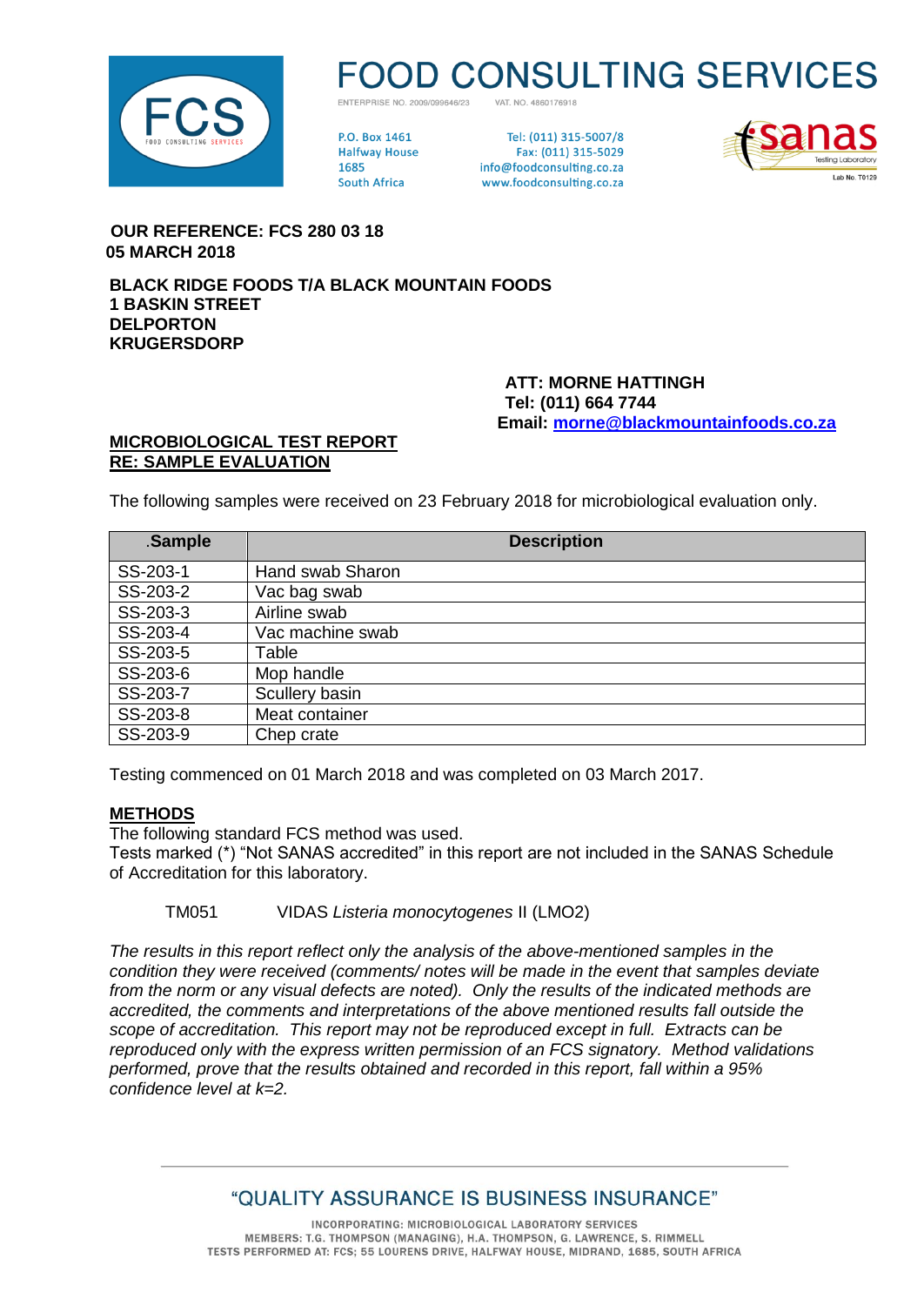# FOOD CONSULTING SERVICES

ENTERPRISE NO. 2009/099646/23 VAT. NO. 4860176918

P.O. Box 1461
Halfway House
1685
South Africa

Tel: (011) 315-5007/8
Fax: (011) 315-5029
info@foodconsulting.co.za
www.foodconsulting.co.za

sanas Testing Laboratory
Lab No. T0129

**OUR REFERENCE: FCS 280 03 18**
**05 MARCH 2018**

**BLACK RIDGE FOODS T/A BLACK MOUNTAIN FOODS**
**1 BASKIN STREET**
**DELPORTON**
**KRUGERSDORP**

**ATT: MORNE HATTINGH**
**Tel: (011) 664 7744**
**Email: morne@blackmountainfoods.co.za**

**MICROBIOLOGICAL TEST REPORT**
**RE: SAMPLE EVALUATION**

The following samples were received on 23 February 2018 for microbiological evaluation only.

| .Sample | Description |
|---|---|
| SS-203-1 | Hand swab Sharon |
| SS-203-2 | Vac bag swab |
| SS-203-3 | Airline swab |
| SS-203-4 | Vac machine swab |
| SS-203-5 | Table |
| SS-203-6 | Mop handle |
| SS-203-7 | Scullery basin |
| SS-203-8 | Meat container |
| SS-203-9 | Chep crate |

Testing commenced on 01 March 2018 and was completed on 03 March 2017.

**METHODS**

The following standard FCS method was used.
Tests marked (*) "Not SANAS accredited" in this report are not included in the SANAS Schedule of Accreditation for this laboratory.

TM051 VIDAS *Listeria monocytogenes* II (LMO2)

*The results in this report reflect only the analysis of the above-mentioned samples in the condition they were received (comments/ notes will be made in the event that samples deviate from the norm or any visual defects are noted). Only the results of the indicated methods are accredited, the comments and interpretations of the above mentioned results fall outside the scope of accreditation. This report may not be reproduced except in full. Extracts can be reproduced only with the express written permission of an FCS signatory. Method validations performed, prove that the results obtained and recorded in this report, fall within a 95% confidence level at k=2.*

"QUALITY ASSURANCE IS BUSINESS INSURANCE"

INCORPORATING: MICROBIOLOGICAL LABORATORY SERVICES
MEMBERS: T.G. THOMPSON (MANAGING), H.A. THOMPSON, G. LAWRENCE, S. RIMMELL
TESTS PERFORMED AT: FCS; 55 LOURENS DRIVE, HALFWAY HOUSE, MIDRAND, 1685, SOUTH AFRICA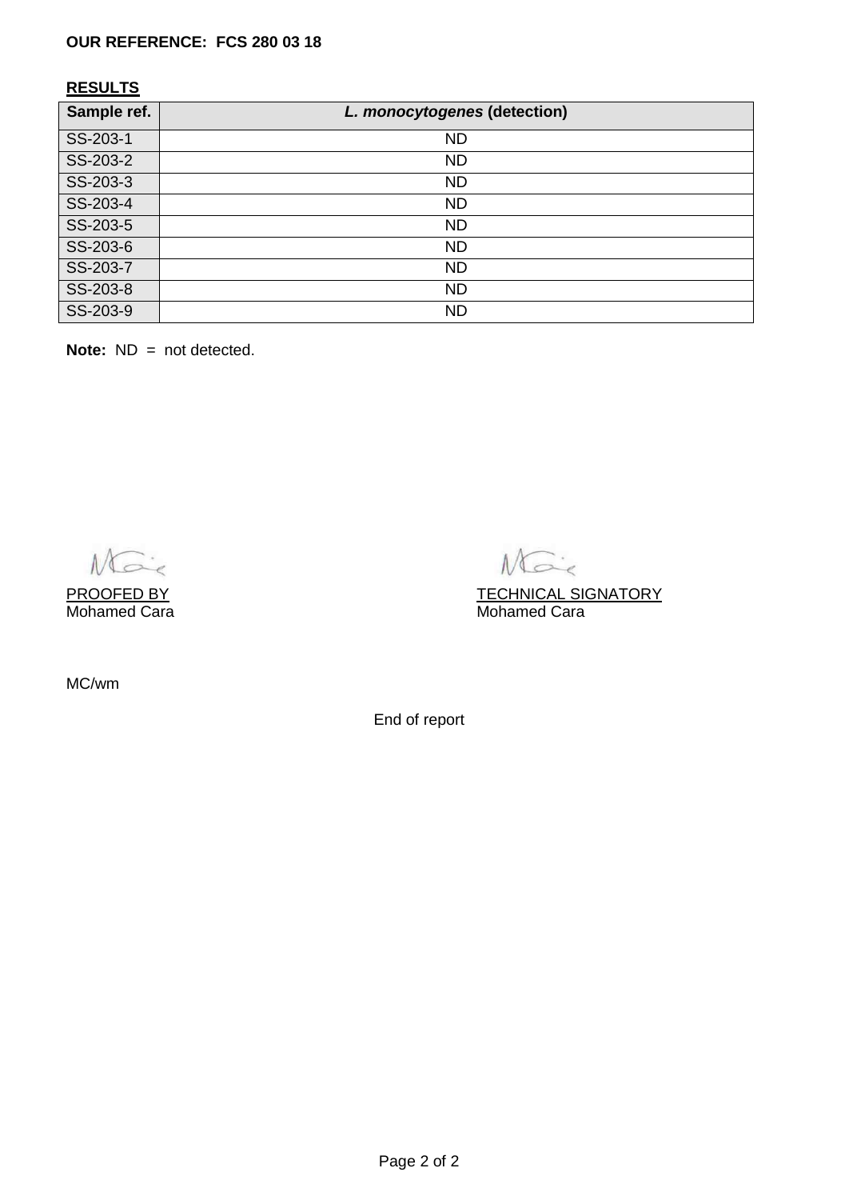**OUR REFERENCE: FCS 280 03 18**

**RESULTS**

| Sample ref. | ***L. monocytogenes* (detection)** |
|---|---|
| SS-203-1 | ND |
| SS-203-2 | ND |
| SS-203-3 | ND |
| SS-203-4 | ND |
| SS-203-5 | ND |
| SS-203-6 | ND |
| SS-203-7 | ND |
| SS-203-8 | ND |
| SS-203-9 | ND |

**Note:** ND = not detected.

PROOFED BY
Mohamed Cara

TECHNICAL SIGNATORY
Mohamed Cara

MC/wm

End of report